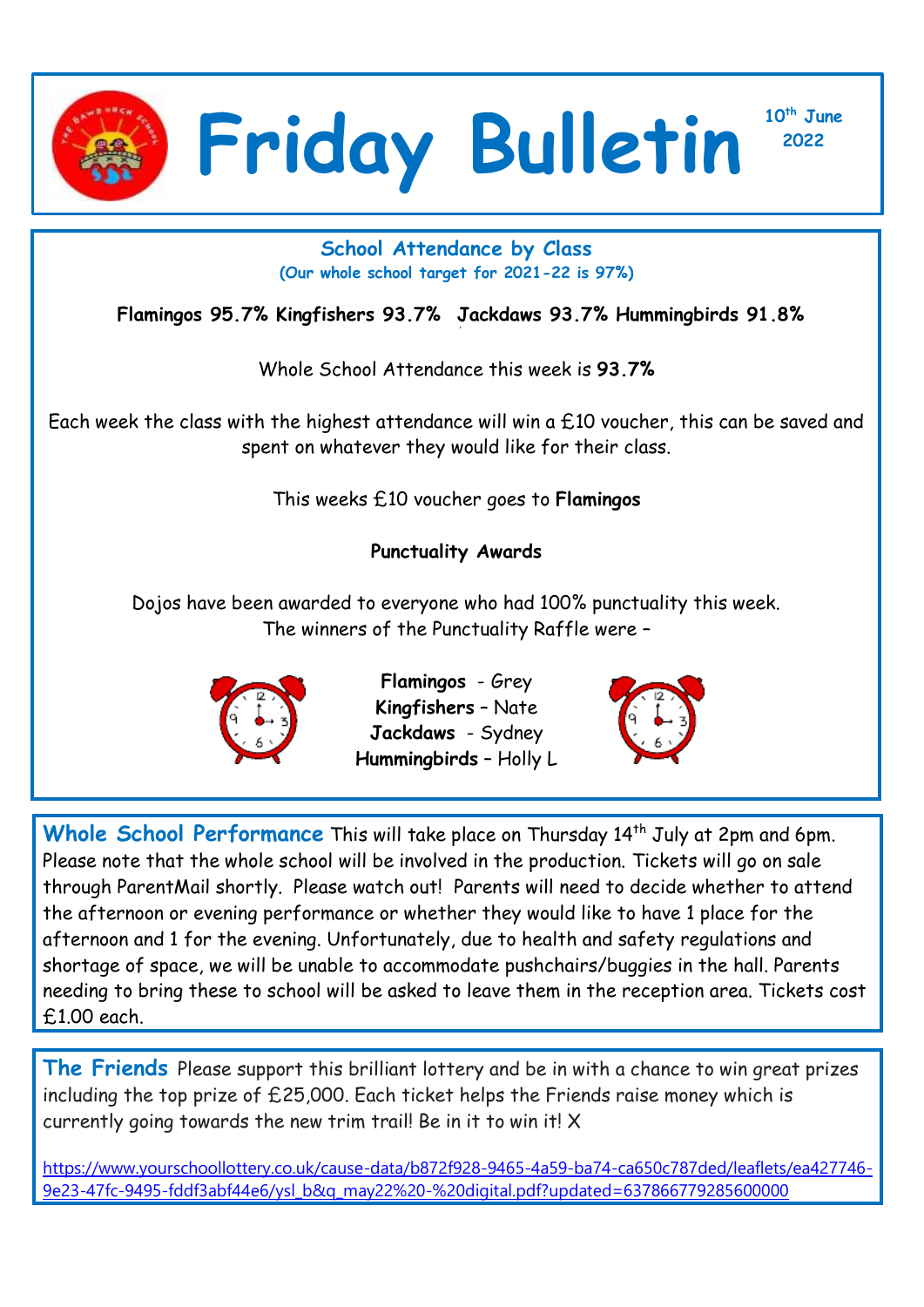# Friday Bulletin

**10th June 2022**

## School Attendance by Class

**(Our whole school target for 2021-22 is 97%)**

**Flamingos 95.7% Kingfishers 93.7% Jackdaws 93.7% Hummingbirds 91.8%**

Whole School Attendance this week is **93.7%**

Each week the class with the highest attendance will win a £10 voucher, this can be saved and spent on whatever they would like for their class.

This weeks £10 voucher goes to **Flamingos**

**Punctuality Awards**

Dojos have been awarded to everyone who had 100% punctuality this week.
The winners of the Punctuality Raffle were –

**Flamingos** - Grey
**Kingfishers** – Nate
**Jackdaws** - Sydney
**Hummingbirds** – Holly L

**Whole School Performance** This will take place on Thursday 14th July at 2pm and 6pm. Please note that the whole school will be involved in the production. Tickets will go on sale through ParentMail shortly. Please watch out! Parents will need to decide whether to attend the afternoon or evening performance or whether they would like to have 1 place for the afternoon and 1 for the evening. Unfortunately, due to health and safety regulations and shortage of space, we will be unable to accommodate pushchairs/buggies in the hall. Parents needing to bring these to school will be asked to leave them in the reception area. Tickets cost £1.00 each.

**The Friends** Please support this brilliant lottery and be in with a chance to win great prizes including the top prize of £25,000. Each ticket helps the Friends raise money which is currently going towards the new trim trail! Be in it to win it! X

https://www.yourschoollottery.co.uk/cause-data/b872f928-9465-4a59-ba74-ca650c787ded/leaflets/ea427746-9e23-47fc-9495-fddf3abf44e6/ysl_b&q_may22%20-%20digital.pdf?updated=637866779285600000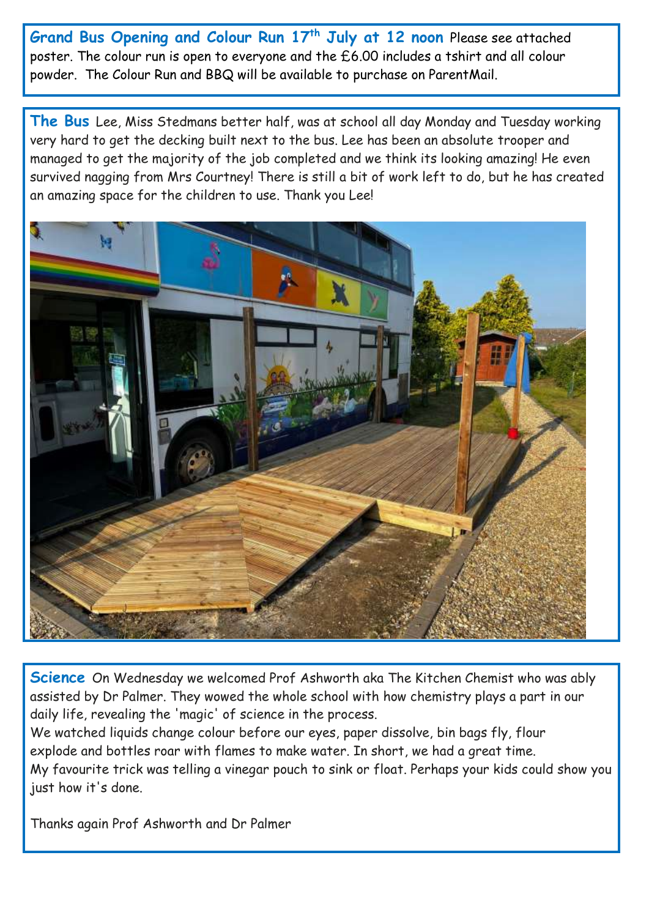**Grand Bus Opening and Colour Run 17th July at 12 noon** Please see attached poster. The colour run is open to everyone and the £6.00 includes a tshirt and all colour powder. The Colour Run and BBQ will be available to purchase on ParentMail.

**The Bus** Lee, Miss Stedmans better half, was at school all day Monday and Tuesday working very hard to get the decking built next to the bus. Lee has been an absolute trooper and managed to get the majority of the job completed and we think its looking amazing! He even survived nagging from Mrs Courtney! There is still a bit of work left to do, but he has created an amazing space for the children to use. Thank you Lee!

**Science** On Wednesday we welcomed Prof Ashworth aka The Kitchen Chemist who was ably assisted by Dr Palmer. They wowed the whole school with how chemistry plays a part in our daily life, revealing the 'magic' of science in the process.
We watched liquids change colour before our eyes, paper dissolve, bin bags fly, flour explode and bottles roar with flames to make water. In short, we had a great time.
My favourite trick was telling a vinegar pouch to sink or float. Perhaps your kids could show you just how it's done.

Thanks again Prof Ashworth and Dr Palmer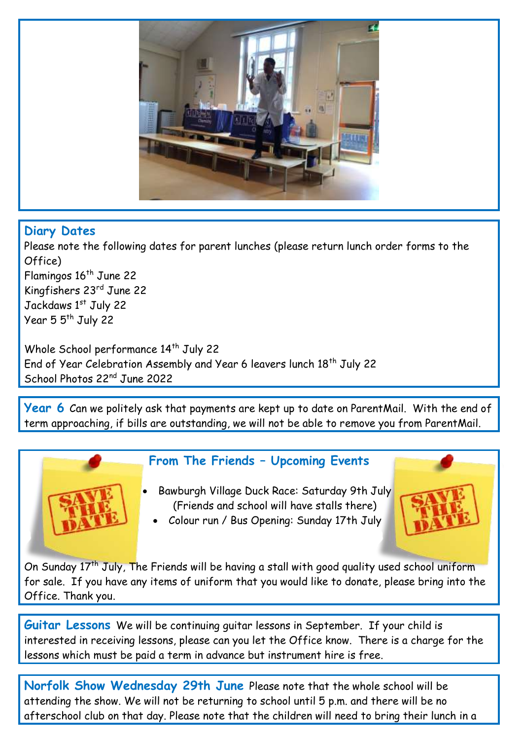## Diary Dates

Please note the following dates for parent lunches (please return lunch order forms to the Office)

Flamingos 16th June 22
Kingfishers 23rd June 22
Jackdaws 1st July 22
Year 5 5th July 22

Whole School performance 14th July 22
End of Year Celebration Assembly and Year 6 leavers lunch 18th July 22
School Photos 22nd June 2022

**Year 6** Can we politely ask that payments are kept up to date on ParentMail. With the end of term approaching, if bills are outstanding, we will not be able to remove you from ParentMail.

## From The Friends – Upcoming Events

SAVE THE DATE

- Bawburgh Village Duck Race: Saturday 9th July (Friends and school will have stalls there)
- Colour run / Bus Opening: Sunday 17th July

On Sunday 17th July, The Friends will be having a stall with good quality used school uniform for sale. If you have any items of uniform that you would like to donate, please bring into the Office. Thank you.

**Guitar Lessons** We will be continuing guitar lessons in September. If your child is interested in receiving lessons, please can you let the Office know. There is a charge for the lessons which must be paid a term in advance but instrument hire is free.

**Norfolk Show Wednesday 29th June** Please note that the whole school will be attending the show. We will not be returning to school until 5 p.m. and there will be no afterschool club on that day. Please note that the children will need to bring their lunch in a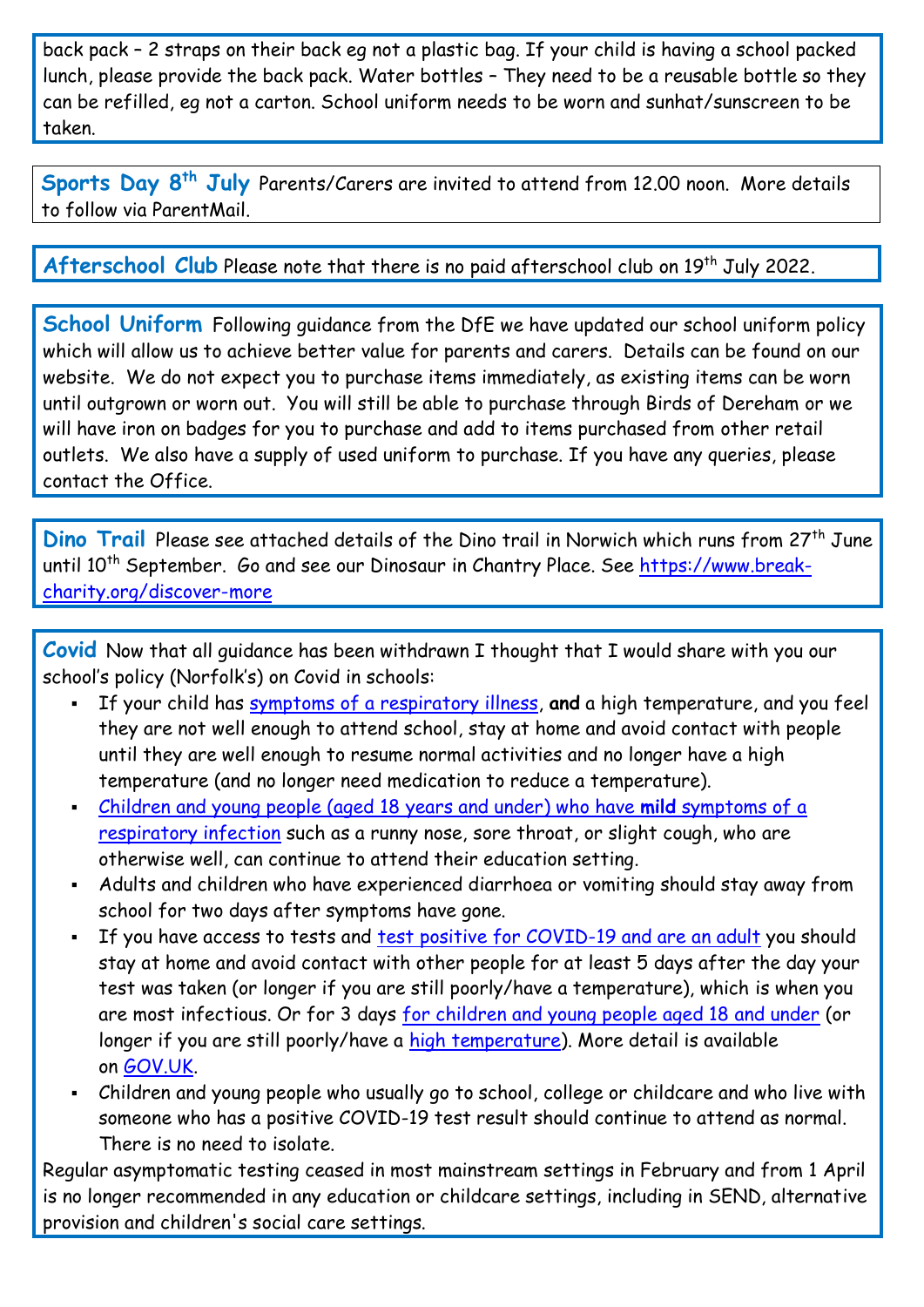back pack – 2 straps on their back eg not a plastic bag. If your child is having a school packed lunch, please provide the back pack. Water bottles – They need to be a reusable bottle so they can be refilled, eg not a carton. School uniform needs to be worn and sunhat/sunscreen to be taken.

**Sports Day 8th July** Parents/Carers are invited to attend from 12.00 noon. More details to follow via ParentMail.

**Afterschool Club** Please note that there is no paid afterschool club on 19th July 2022.

**School Uniform** Following guidance from the DfE we have updated our school uniform policy which will allow us to achieve better value for parents and carers. Details can be found on our website. We do not expect you to purchase items immediately, as existing items can be worn until outgrown or worn out. You will still be able to purchase through Birds of Dereham or we will have iron on badges for you to purchase and add to items purchased from other retail outlets. We also have a supply of used uniform to purchase. If you have any queries, please contact the Office.

**Dino Trail** Please see attached details of the Dino trail in Norwich which runs from 27th June until 10th September. Go and see our Dinosaur in Chantry Place. See https://www.break-charity.org/discover-more

**Covid** Now that all guidance has been withdrawn I thought that I would share with you our school's policy (Norfolk's) on Covid in schools:

- If your child has symptoms of a respiratory illness, **and** a high temperature, and you feel they are not well enough to attend school, stay at home and avoid contact with people until they are well enough to resume normal activities and no longer have a high temperature (and no longer need medication to reduce a temperature).
- Children and young people (aged 18 years and under) who have **mild** symptoms of a respiratory infection such as a runny nose, sore throat, or slight cough, who are otherwise well, can continue to attend their education setting.
- Adults and children who have experienced diarrhoea or vomiting should stay away from school for two days after symptoms have gone.
- If you have access to tests and test positive for COVID-19 and are an adult you should stay at home and avoid contact with other people for at least 5 days after the day your test was taken (or longer if you are still poorly/have a temperature), which is when you are most infectious. Or for 3 days for children and young people aged 18 and under (or longer if you are still poorly/have a high temperature). More detail is available on GOV.UK.
- Children and young people who usually go to school, college or childcare and who live with someone who has a positive COVID-19 test result should continue to attend as normal. There is no need to isolate.

Regular asymptomatic testing ceased in most mainstream settings in February and from 1 April is no longer recommended in any education or childcare settings, including in SEND, alternative provision and children's social care settings.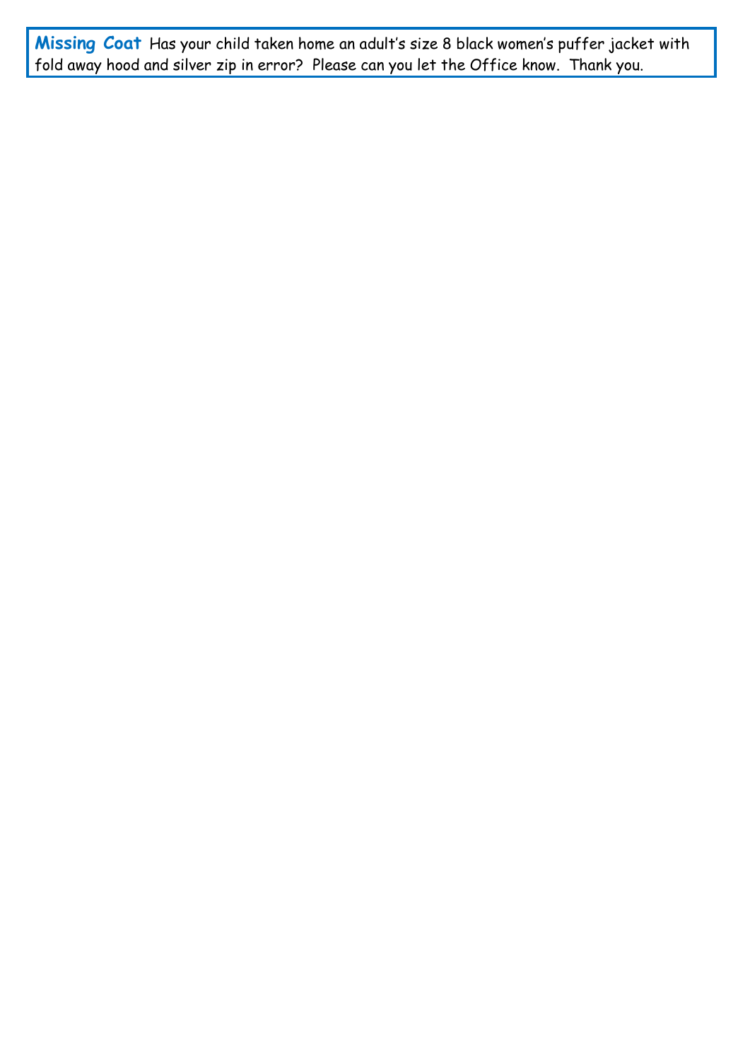**Missing Coat** Has your child taken home an adult's size 8 black women's puffer jacket with fold away hood and silver zip in error? Please can you let the Office know. Thank you.